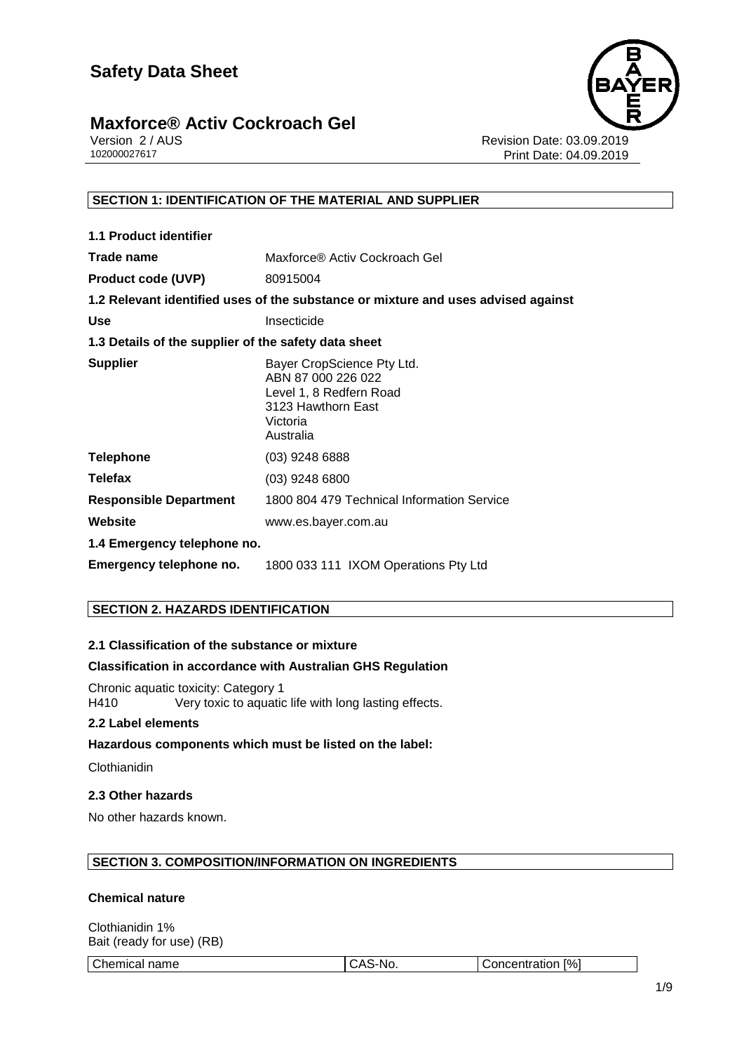# Safety Data Sheet

## Maxforce® Activ Cockroach Gel

Version 2 / AUS
102000027617

Revision Date: 03.09.2019
Print Date: 04.09.2019

### SECTION 1: IDENTIFICATION OF THE MATERIAL AND SUPPLIER

**1.1 Product identifier**

| | |
|---|---|
| **Trade name** | Maxforce® Activ Cockroach Gel |
| **Product code (UVP)** | 80915004 |

**1.2 Relevant identified uses of the substance or mixture and uses advised against**

| | |
|---|---|
| **Use** | Insecticide |

**1.3 Details of the supplier of the safety data sheet**

| | |
|---|---|
| **Supplier** | Bayer CropScience Pty Ltd.<br>ABN 87 000 226 022<br>Level 1, 8 Redfern Road<br>3123 Hawthorn East<br>Victoria<br>Australia |
| **Telephone** | (03) 9248 6888 |
| **Telefax** | (03) 9248 6800 |
| **Responsible Department** | 1800 804 479 Technical Information Service |
| **Website** | www.es.bayer.com.au |

**1.4 Emergency telephone no.**

| | |
|---|---|
| **Emergency telephone no.** | 1800 033 111 IXOM Operations Pty Ltd |

### SECTION 2. HAZARDS IDENTIFICATION

**2.1 Classification of the substance or mixture**

**Classification in accordance with Australian GHS Regulation**

Chronic aquatic toxicity: Category 1
H410 Very toxic to aquatic life with long lasting effects.

**2.2 Label elements**

**Hazardous components which must be listed on the label:**

Clothianidin

**2.3 Other hazards**

No other hazards known.

### SECTION 3. COMPOSITION/INFORMATION ON INGREDIENTS

**Chemical nature**

Clothianidin 1%
Bait (ready for use) (RB)

| Chemical name | CAS-No. | Concentration [%] |
|---|---|---|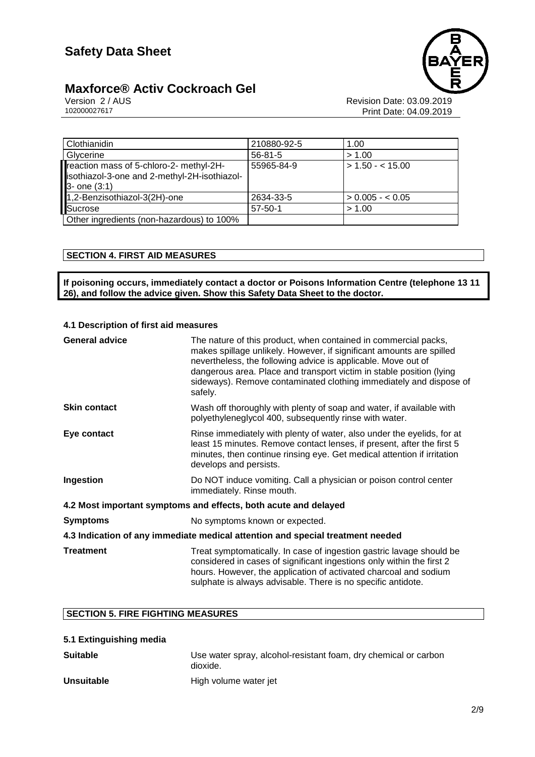| Clothianidin | 210880-92-5 | 1.00 |
|---|---|---|
| Glycerine | 56-81-5 | > 1.00 |
| reaction mass of 5-chloro-2- methyl-2H-isothiazol-3-one and 2-methyl-2H-isothiazol-3- one (3:1) | 55965-84-9 | > 1.50 - < 15.00 |
| 1,2-Benzisothiazol-3(2H)-one | 2634-33-5 | > 0.005 - < 0.05 |
| Sucrose | 57-50-1 | > 1.00 |
| Other ingredients (non-hazardous) to 100% | | |

## SECTION 4. FIRST AID MEASURES

**If poisoning occurs, immediately contact a doctor or Poisons Information Centre (telephone 13 11 26), and follow the advice given. Show this Safety Data Sheet to the doctor.**

### 4.1 Description of first aid measures

**General advice** The nature of this product, when contained in commercial packs, makes spillage unlikely. However, if significant amounts are spilled nevertheless, the following advice is applicable. Move out of dangerous area. Place and transport victim in stable position (lying sideways). Remove contaminated clothing immediately and dispose of safely.

**Skin contact** Wash off thoroughly with plenty of soap and water, if available with polyethyleneglycol 400, subsequently rinse with water.

**Eye contact** Rinse immediately with plenty of water, also under the eyelids, for at least 15 minutes. Remove contact lenses, if present, after the first 5 minutes, then continue rinsing eye. Get medical attention if irritation develops and persists.

**Ingestion** Do NOT induce vomiting. Call a physician or poison control center immediately. Rinse mouth.

### 4.2 Most important symptoms and effects, both acute and delayed

**Symptoms** No symptoms known or expected.

### 4.3 Indication of any immediate medical attention and special treatment needed

**Treatment** Treat symptomatically. In case of ingestion gastric lavage should be considered in cases of significant ingestions only within the first 2 hours. However, the application of activated charcoal and sodium sulphate is always advisable. There is no specific antidote.

## SECTION 5. FIRE FIGHTING MEASURES

### 5.1 Extinguishing media

**Suitable** Use water spray, alcohol-resistant foam, dry chemical or carbon dioxide.

**Unsuitable** High volume water jet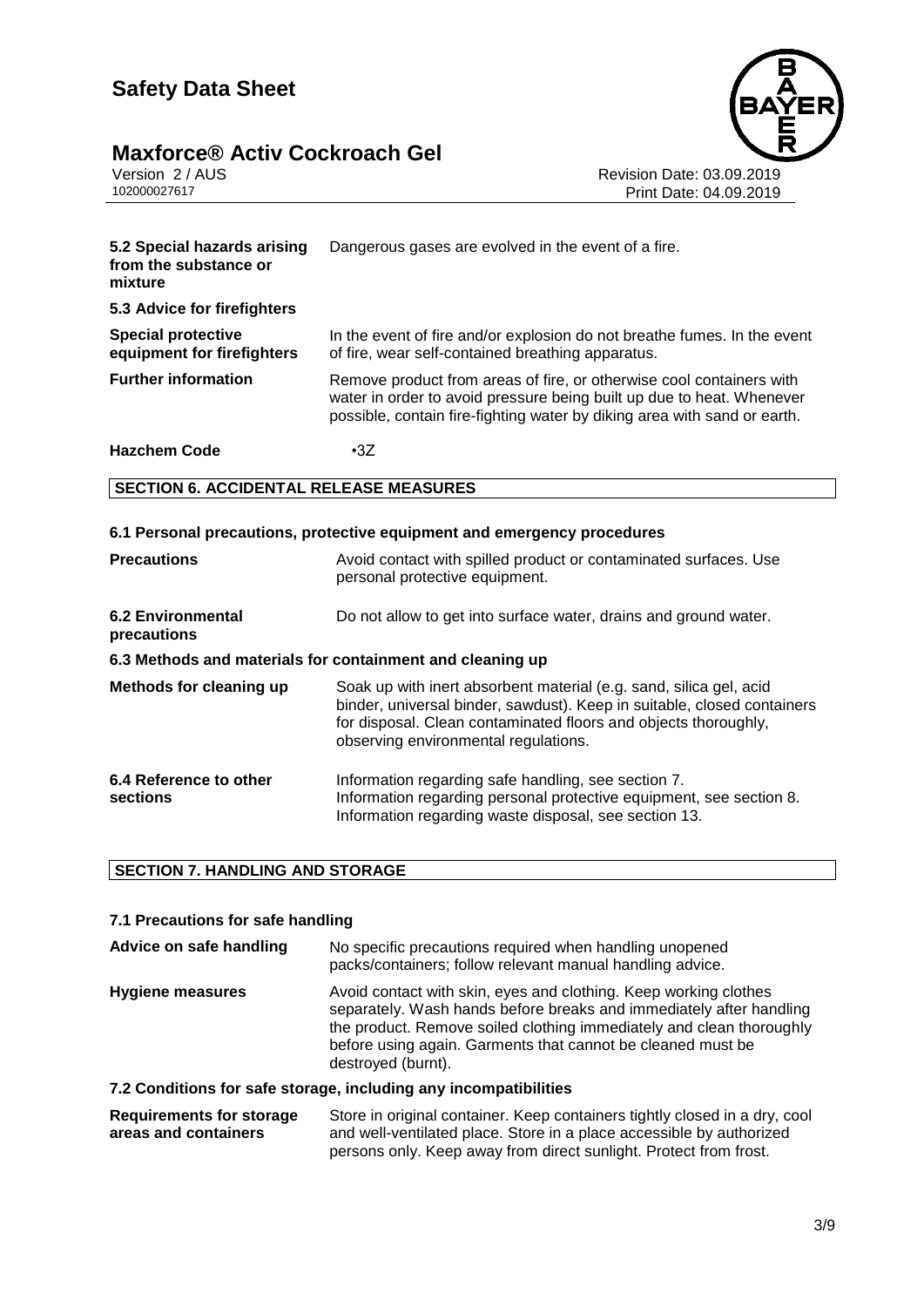| | |
|---|---|
| **5.2 Special hazards arising from the substance or mixture** | Dangerous gases are evolved in the event of a fire. |
| **5.3 Advice for firefighters** | |
| **Special protective equipment for firefighters** | In the event of fire and/or explosion do not breathe fumes. In the event of fire, wear self-contained breathing apparatus. |
| **Further information** | Remove product from areas of fire, or otherwise cool containers with water in order to avoid pressure being built up due to heat. Whenever possible, contain fire-fighting water by diking area with sand or earth. |
| **Hazchem Code** | •3Z |

## SECTION 6. ACCIDENTAL RELEASE MEASURES

### 6.1 Personal precautions, protective equipment and emergency procedures

| | |
|---|---|
| **Precautions** | Avoid contact with spilled product or contaminated surfaces. Use personal protective equipment. |
| **6.2 Environmental precautions** | Do not allow to get into surface water, drains and ground water. |

### 6.3 Methods and materials for containment and cleaning up

| | |
|---|---|
| **Methods for cleaning up** | Soak up with inert absorbent material (e.g. sand, silica gel, acid binder, universal binder, sawdust). Keep in suitable, closed containers for disposal. Clean contaminated floors and objects thoroughly, observing environmental regulations. |
| **6.4 Reference to other sections** | Information regarding safe handling, see section 7.<br>Information regarding personal protective equipment, see section 8.<br>Information regarding waste disposal, see section 13. |

## SECTION 7. HANDLING AND STORAGE

### 7.1 Precautions for safe handling

| | |
|---|---|
| **Advice on safe handling** | No specific precautions required when handling unopened packs/containers; follow relevant manual handling advice. |
| **Hygiene measures** | Avoid contact with skin, eyes and clothing. Keep working clothes separately. Wash hands before breaks and immediately after handling the product. Remove soiled clothing immediately and clean thoroughly before using again. Garments that cannot be cleaned must be destroyed (burnt). |

### 7.2 Conditions for safe storage, including any incompatibilities

| | |
|---|---|
| **Requirements for storage areas and containers** | Store in original container. Keep containers tightly closed in a dry, cool and well-ventilated place. Store in a place accessible by authorized persons only. Keep away from direct sunlight. Protect from frost. |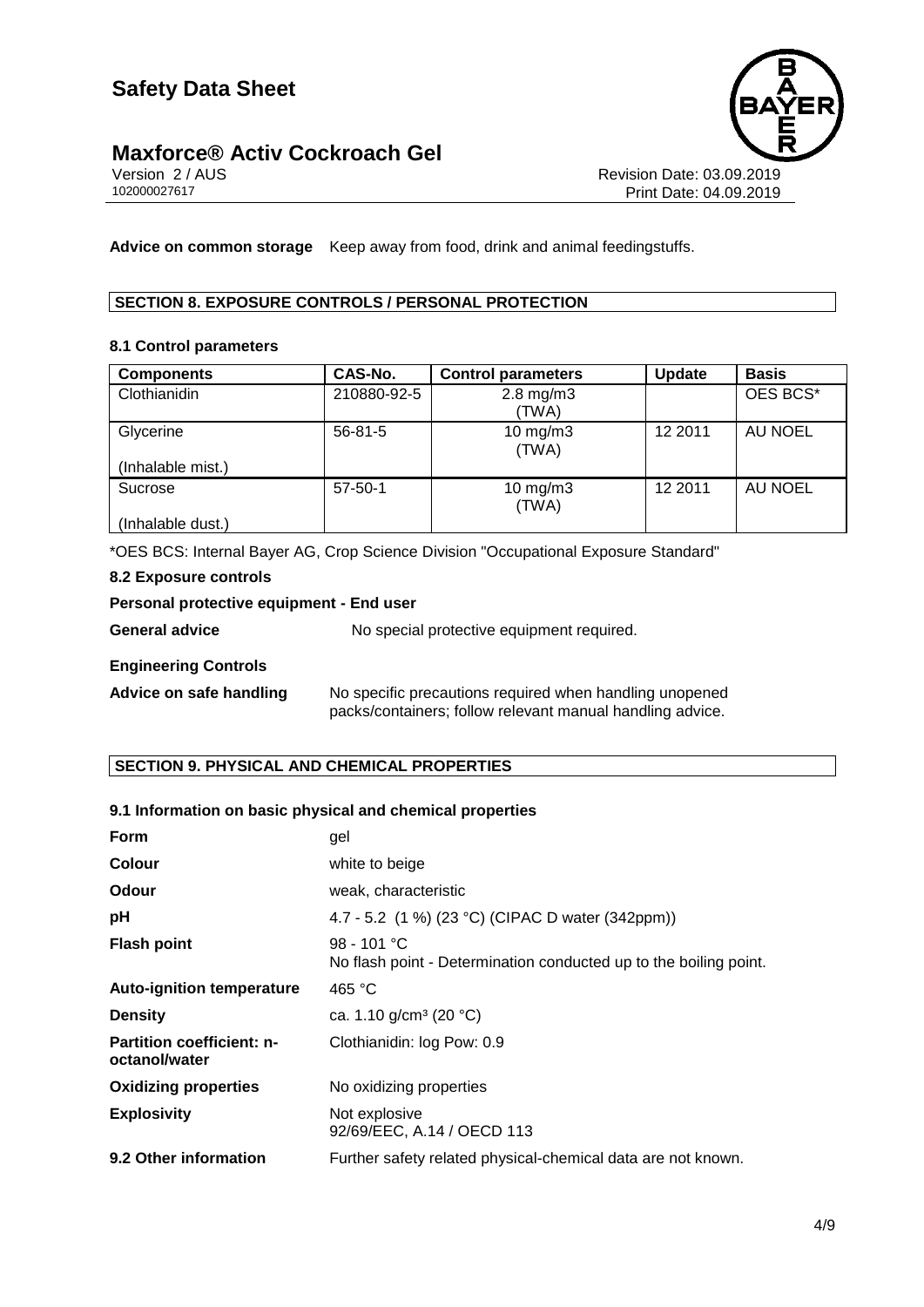**Advice on common storage** Keep away from food, drink and animal feedingstuffs.

## SECTION 8. EXPOSURE CONTROLS / PERSONAL PROTECTION

### 8.1 Control parameters

| Components | CAS-No. | Control parameters | Update | Basis |
|---|---|---|---|---|
| Clothianidin | 210880-92-5 | 2.8 mg/m3 (TWA) | | OES BCS* |
| Glycerine (Inhalable mist.) | 56-81-5 | 10 mg/m3 (TWA) | 12 2011 | AU NOEL |
| Sucrose (Inhalable dust.) | 57-50-1 | 10 mg/m3 (TWA) | 12 2011 | AU NOEL |

*OES BCS: Internal Bayer AG, Crop Science Division "Occupational Exposure Standard"

### 8.2 Exposure controls

**Personal protective equipment - End user**

**General advice** No special protective equipment required.

**Engineering Controls**

**Advice on safe handling** No specific precautions required when handling unopened packs/containers; follow relevant manual handling advice.

## SECTION 9. PHYSICAL AND CHEMICAL PROPERTIES

### 9.1 Information on basic physical and chemical properties

**Form** gel

**Colour** white to beige

**Odour** weak, characteristic

**pH** 4.7 - 5.2 (1 %) (23 °C) (CIPAC D water (342ppm))

**Flash point** 98 - 101 °C
No flash point - Determination conducted up to the boiling point.

**Auto-ignition temperature** 465 °C

**Density** ca. 1.10 g/cm³ (20 °C)

**Partition coefficient: n-octanol/water** Clothianidin: log Pow: 0.9

**Oxidizing properties** No oxidizing properties

**Explosivity** Not explosive
92/69/EEC, A.14 / OECD 113

**9.2 Other information** Further safety related physical-chemical data are not known.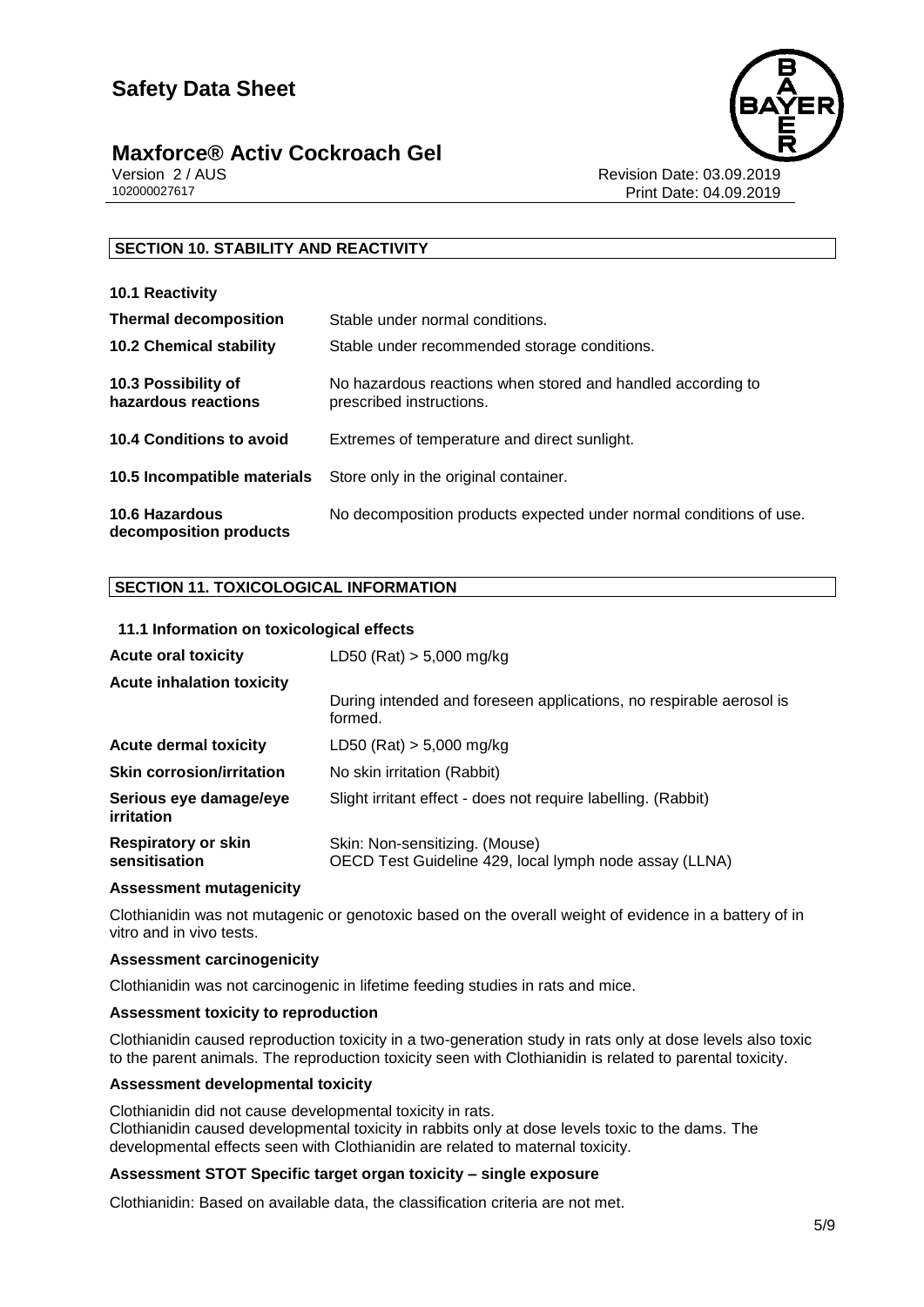# Safety Data Sheet

## Maxforce® Activ Cockroach Gel

Version 2 / AUS
102000027617

Revision Date: 03.09.2019
Print Date: 04.09.2019

### SECTION 10. STABILITY AND REACTIVITY

| | |
|---|---|
| **10.1 Reactivity** | |
| **Thermal decomposition** | Stable under normal conditions. |
| **10.2 Chemical stability** | Stable under recommended storage conditions. |
| **10.3 Possibility of hazardous reactions** | No hazardous reactions when stored and handled according to prescribed instructions. |
| **10.4 Conditions to avoid** | Extremes of temperature and direct sunlight. |
| **10.5 Incompatible materials** | Store only in the original container. |
| **10.6 Hazardous decomposition products** | No decomposition products expected under normal conditions of use. |

### SECTION 11. TOXICOLOGICAL INFORMATION

**11.1 Information on toxicological effects**

| | |
|---|---|
| **Acute oral toxicity** | LD50 (Rat) > 5,000 mg/kg |
| **Acute inhalation toxicity** | During intended and foreseen applications, no respirable aerosol is formed. |
| **Acute dermal toxicity** | LD50 (Rat) > 5,000 mg/kg |
| **Skin corrosion/irritation** | No skin irritation (Rabbit) |
| **Serious eye damage/eye irritation** | Slight irritant effect - does not require labelling. (Rabbit) |
| **Respiratory or skin sensitisation** | Skin: Non-sensitizing. (Mouse)<br>OECD Test Guideline 429, local lymph node assay (LLNA) |

**Assessment mutagenicity**

Clothianidin was not mutagenic or genotoxic based on the overall weight of evidence in a battery of in vitro and in vivo tests.

**Assessment carcinogenicity**

Clothianidin was not carcinogenic in lifetime feeding studies in rats and mice.

**Assessment toxicity to reproduction**

Clothianidin caused reproduction toxicity in a two-generation study in rats only at dose levels also toxic to the parent animals. The reproduction toxicity seen with Clothianidin is related to parental toxicity.

**Assessment developmental toxicity**

Clothianidin did not cause developmental toxicity in rats.
Clothianidin caused developmental toxicity in rabbits only at dose levels toxic to the dams. The developmental effects seen with Clothianidin are related to maternal toxicity.

**Assessment STOT Specific target organ toxicity – single exposure**

Clothianidin: Based on available data, the classification criteria are not met.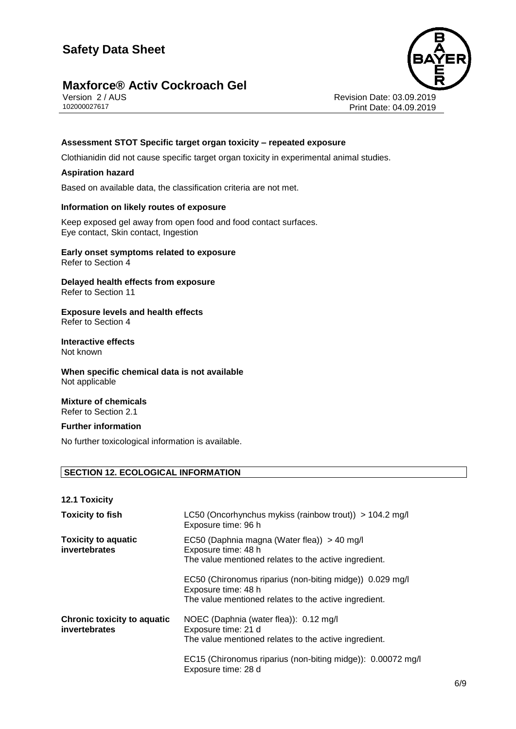**Assessment STOT Specific target organ toxicity – repeated exposure**

Clothianidin did not cause specific target organ toxicity in experimental animal studies.

**Aspiration hazard**

Based on available data, the classification criteria are not met.

**Information on likely routes of exposure**

Keep exposed gel away from open food and food contact surfaces.
Eye contact, Skin contact, Ingestion

**Early onset symptoms related to exposure**
Refer to Section 4

**Delayed health effects from exposure**
Refer to Section 11

**Exposure levels and health effects**
Refer to Section 4

**Interactive effects**
Not known

**When specific chemical data is not available**
Not applicable

**Mixture of chemicals**
Refer to Section 2.1

**Further information**

No further toxicological information is available.

## SECTION 12. ECOLOGICAL INFORMATION

**12.1 Toxicity**

| | |
|---|---|
| **Toxicity to fish** | LC50 (Oncorhynchus mykiss (rainbow trout)) > 104.2 mg/l<br>Exposure time: 96 h |
| **Toxicity to aquatic invertebrates** | EC50 (Daphnia magna (Water flea)) > 40 mg/l<br>Exposure time: 48 h<br>The value mentioned relates to the active ingredient.<br><br>EC50 (Chironomus riparius (non-biting midge)) 0.029 mg/l<br>Exposure time: 48 h<br>The value mentioned relates to the active ingredient. |
| **Chronic toxicity to aquatic invertebrates** | NOEC (Daphnia (water flea)): 0.12 mg/l<br>Exposure time: 21 d<br>The value mentioned relates to the active ingredient.<br><br>EC15 (Chironomus riparius (non-biting midge)): 0.00072 mg/l<br>Exposure time: 28 d |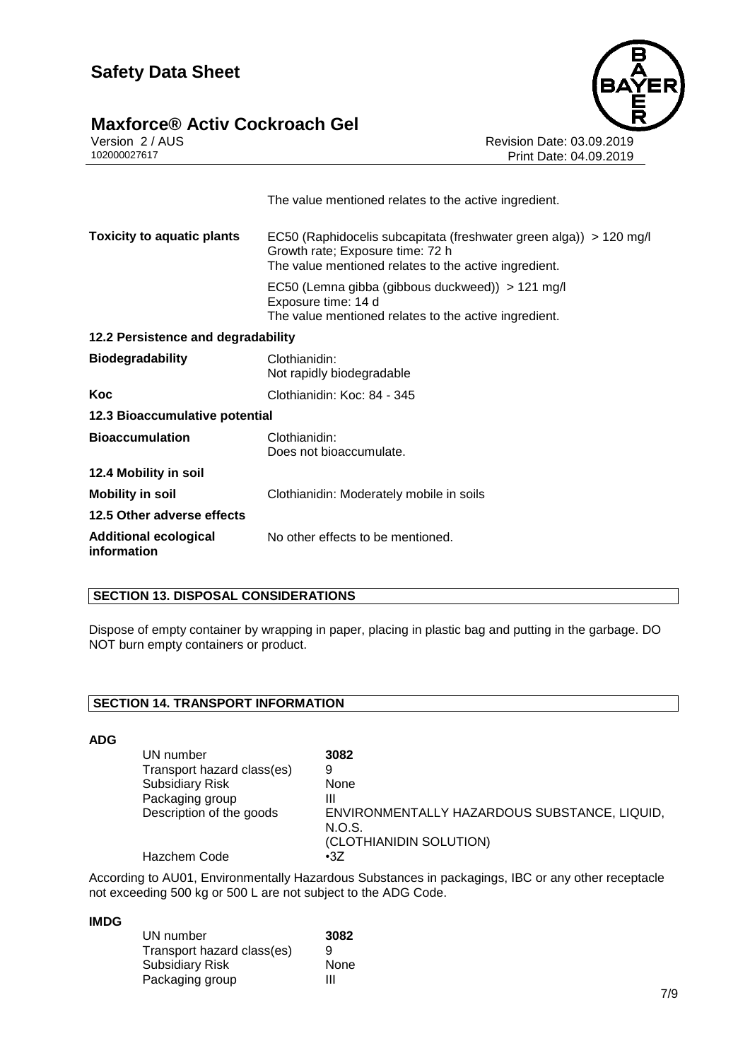The value mentioned relates to the active ingredient.

| | |
|---|---|
| **Toxicity to aquatic plants** | EC50 (Raphidocelis subcapitata (freshwater green alga)) > 120 mg/l<br>Growth rate; Exposure time: 72 h<br>The value mentioned relates to the active ingredient. |
| | EC50 (Lemna gibba (gibbous duckweed)) > 121 mg/l<br>Exposure time: 14 d<br>The value mentioned relates to the active ingredient. |

**12.2 Persistence and degradability**

| | |
|---|---|
| **Biodegradability** | Clothianidin:<br>Not rapidly biodegradable |
| **Koc** | Clothianidin: Koc: 84 - 345 |

**12.3 Bioaccumulative potential**

| | |
|---|---|
| **Bioaccumulation** | Clothianidin:<br>Does not bioaccumulate. |

**12.4 Mobility in soil**

| | |
|---|---|
| **Mobility in soil** | Clothianidin: Moderately mobile in soils |

**12.5 Other adverse effects**

| | |
|---|---|
| **Additional ecological information** | No other effects to be mentioned. |

## SECTION 13. DISPOSAL CONSIDERATIONS

Dispose of empty container by wrapping in paper, placing in plastic bag and putting in the garbage. DO NOT burn empty containers or product.

## SECTION 14. TRANSPORT INFORMATION

**ADG**

| | |
|---|---|
| UN number | **3082** |
| Transport hazard class(es) | 9 |
| Subsidiary Risk | None |
| Packaging group | III |
| Description of the goods | ENVIRONMENTALLY HAZARDOUS SUBSTANCE, LIQUID, N.O.S.<br>(CLOTHIANIDIN SOLUTION) |
| Hazchem Code | •3Z |

According to AU01, Environmentally Hazardous Substances in packagings, IBC or any other receptacle not exceeding 500 kg or 500 L are not subject to the ADG Code.

**IMDG**

| | |
|---|---|
| UN number | **3082** |
| Transport hazard class(es) | 9 |
| Subsidiary Risk | None |
| Packaging group | III |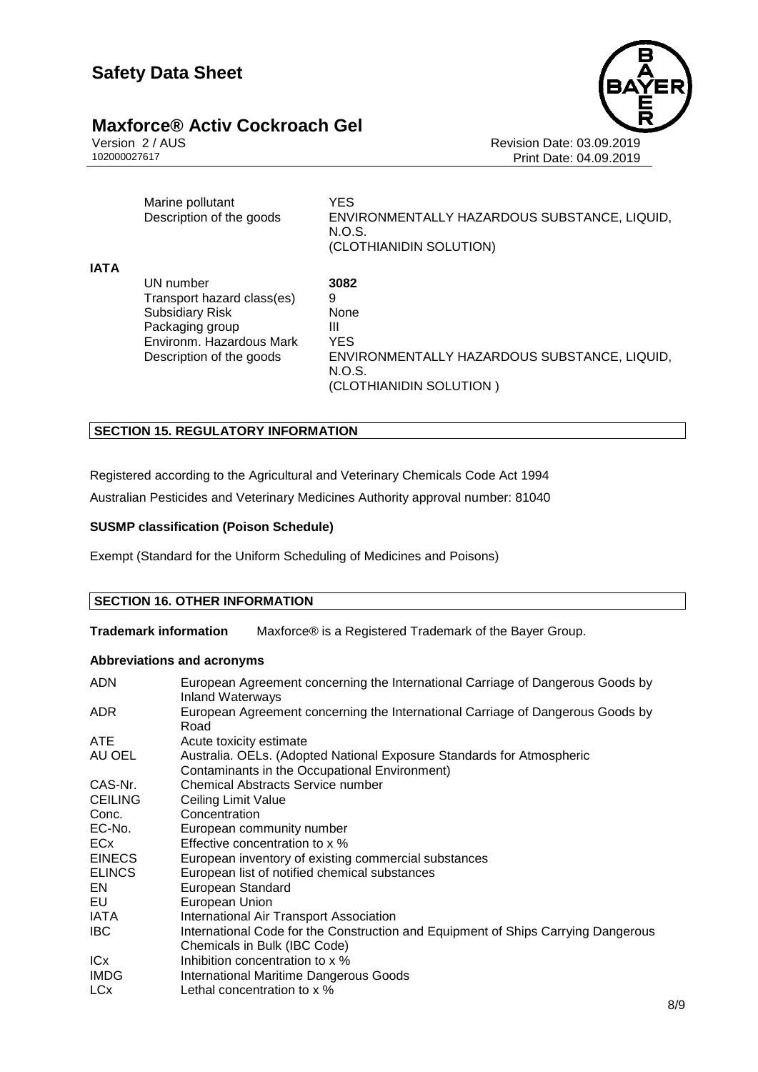| | |
|---|---|
| Marine pollutant | YES |
| Description of the goods | ENVIRONMENTALLY HAZARDOUS SUBSTANCE, LIQUID, N.O.S. (CLOTHIANIDIN SOLUTION) |

**IATA**

| | |
|---|---|
| UN number | **3082** |
| Transport hazard class(es) | 9 |
| Subsidiary Risk | None |
| Packaging group | III |
| Environm. Hazardous Mark | YES |
| Description of the goods | ENVIRONMENTALLY HAZARDOUS SUBSTANCE, LIQUID, N.O.S. (CLOTHIANIDIN SOLUTION ) |

## SECTION 15. REGULATORY INFORMATION

Registered according to the Agricultural and Veterinary Chemicals Code Act 1994

Australian Pesticides and Veterinary Medicines Authority approval number: 81040

**SUSMP classification (Poison Schedule)**

Exempt (Standard for the Uniform Scheduling of Medicines and Poisons)

## SECTION 16. OTHER INFORMATION

**Trademark information** Maxforce® is a Registered Trademark of the Bayer Group.

**Abbreviations and acronyms**

| | |
|---|---|
| ADN | European Agreement concerning the International Carriage of Dangerous Goods by Inland Waterways |
| ADR | European Agreement concerning the International Carriage of Dangerous Goods by Road |
| ATE | Acute toxicity estimate |
| AU OEL | Australia. OELs. (Adopted National Exposure Standards for Atmospheric Contaminants in the Occupational Environment) |
| CAS-Nr. | Chemical Abstracts Service number |
| CEILING | Ceiling Limit Value |
| Conc. | Concentration |
| EC-No. | European community number |
| ECx | Effective concentration to x % |
| EINECS | European inventory of existing commercial substances |
| ELINCS | European list of notified chemical substances |
| EN | European Standard |
| EU | European Union |
| IATA | International Air Transport Association |
| IBC | International Code for the Construction and Equipment of Ships Carrying Dangerous Chemicals in Bulk (IBC Code) |
| ICx | Inhibition concentration to x % |
| IMDG | International Maritime Dangerous Goods |
| LCx | Lethal concentration to x % |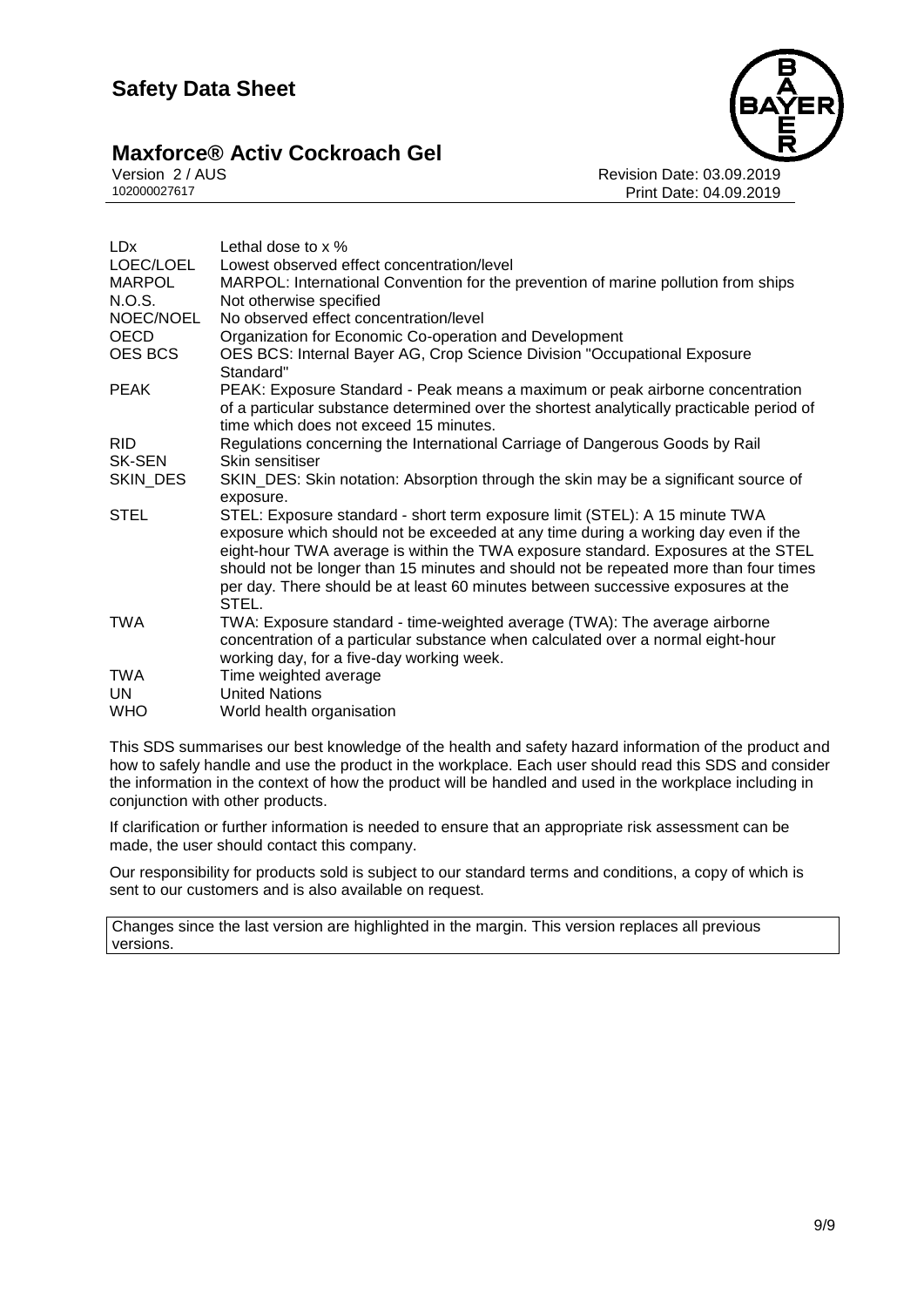| | |
|---|---|
| LDx | Lethal dose to x % |
| LOEC/LOEL | Lowest observed effect concentration/level |
| MARPOL | MARPOL: International Convention for the prevention of marine pollution from ships |
| N.O.S. | Not otherwise specified |
| NOEC/NOEL | No observed effect concentration/level |
| OECD | Organization for Economic Co-operation and Development |
| OES BCS | OES BCS: Internal Bayer AG, Crop Science Division "Occupational Exposure Standard" |
| PEAK | PEAK: Exposure Standard - Peak means a maximum or peak airborne concentration of a particular substance determined over the shortest analytically practicable period of time which does not exceed 15 minutes. |
| RID | Regulations concerning the International Carriage of Dangerous Goods by Rail |
| SK-SEN | Skin sensitiser |
| SKIN_DES | SKIN_DES: Skin notation: Absorption through the skin may be a significant source of exposure. |
| STEL | STEL: Exposure standard - short term exposure limit (STEL): A 15 minute TWA exposure which should not be exceeded at any time during a working day even if the eight-hour TWA average is within the TWA exposure standard. Exposures at the STEL should not be longer than 15 minutes and should not be repeated more than four times per day. There should be at least 60 minutes between successive exposures at the STEL. |
| TWA | TWA: Exposure standard - time-weighted average (TWA): The average airborne concentration of a particular substance when calculated over a normal eight-hour working day, for a five-day working week. |
| TWA | Time weighted average |
| UN | United Nations |
| WHO | World health organisation |

This SDS summarises our best knowledge of the health and safety hazard information of the product and how to safely handle and use the product in the workplace. Each user should read this SDS and consider the information in the context of how the product will be handled and used in the workplace including in conjunction with other products.

If clarification or further information is needed to ensure that an appropriate risk assessment can be made, the user should contact this company.

Our responsibility for products sold is subject to our standard terms and conditions, a copy of which is sent to our customers and is also available on request.

Changes since the last version are highlighted in the margin. This version replaces all previous versions.